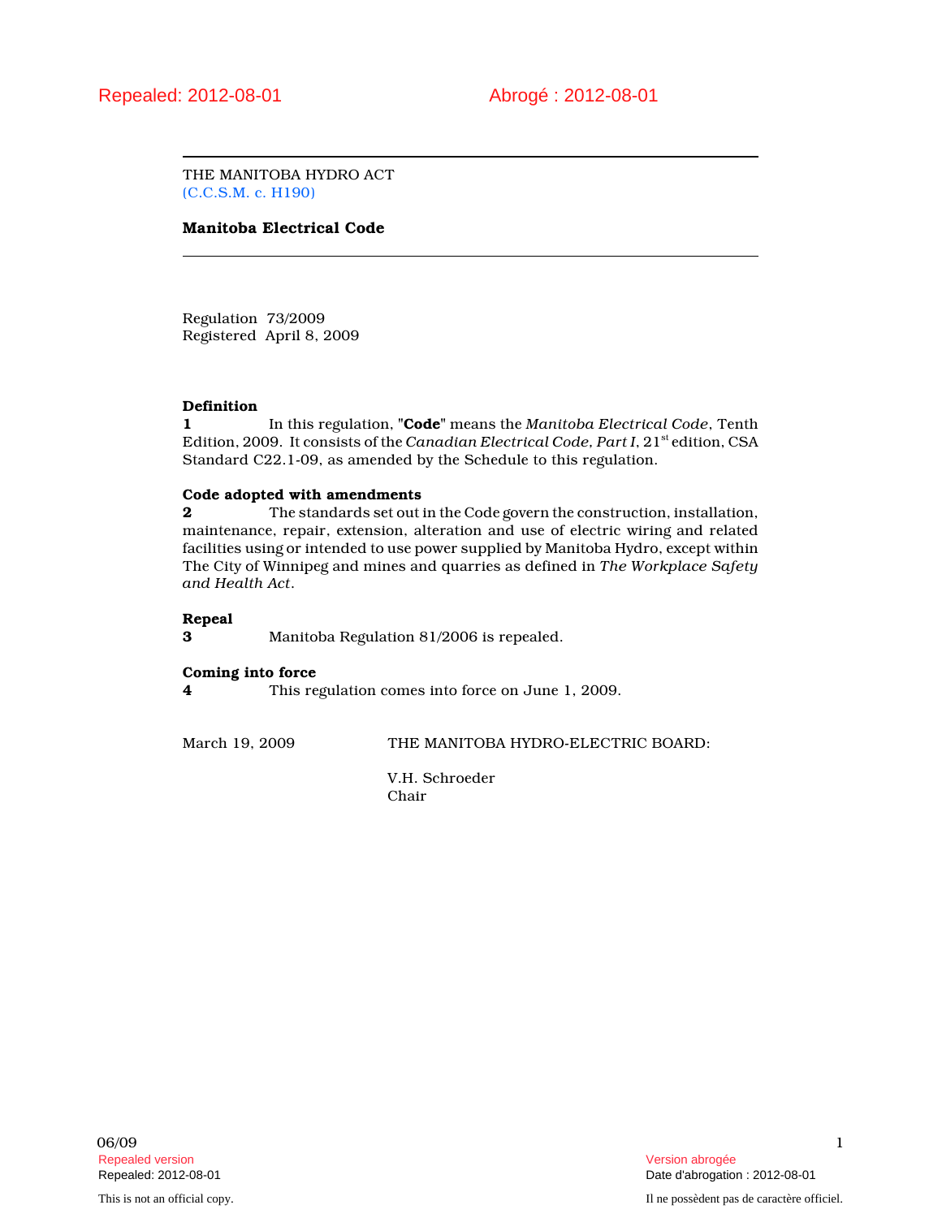Repealed: 2012-08-01 Abrogé : 2012-08-01

THE MANITOBA HYDRO ACT
(C.C.S.M. c. H190)

**Manitoba Electrical Code**

Regulation 73/2009
Registered April 8, 2009

**Definition**

**1** In this regulation, "**Code**" means the *Manitoba Electrical Code*, Tenth Edition, 2009. It consists of the *Canadian Electrical Code, Part I*, 21st edition, CSA Standard C22.1-09, as amended by the Schedule to this regulation.

**Code adopted with amendments**

**2** The standards set out in the Code govern the construction, installation, maintenance, repair, extension, alteration and use of electric wiring and related facilities using or intended to use power supplied by Manitoba Hydro, except within The City of Winnipeg and mines and quarries as defined in *The Workplace Safety and Health Act*.

**Repeal**

**3** Manitoba Regulation 81/2006 is repealed.

**Coming into force**

**4** This regulation comes into force on June 1, 2009.

March 19, 2009 THE MANITOBA HYDRO-ELECTRIC BOARD:

V.H. Schroeder
Chair

06/09

Repealed version
Repealed: 2012-08-01

Version abrogée
Date d'abrogation : 2012-08-01

This is not an official copy.

Il ne possèdent pas de caractère officiel.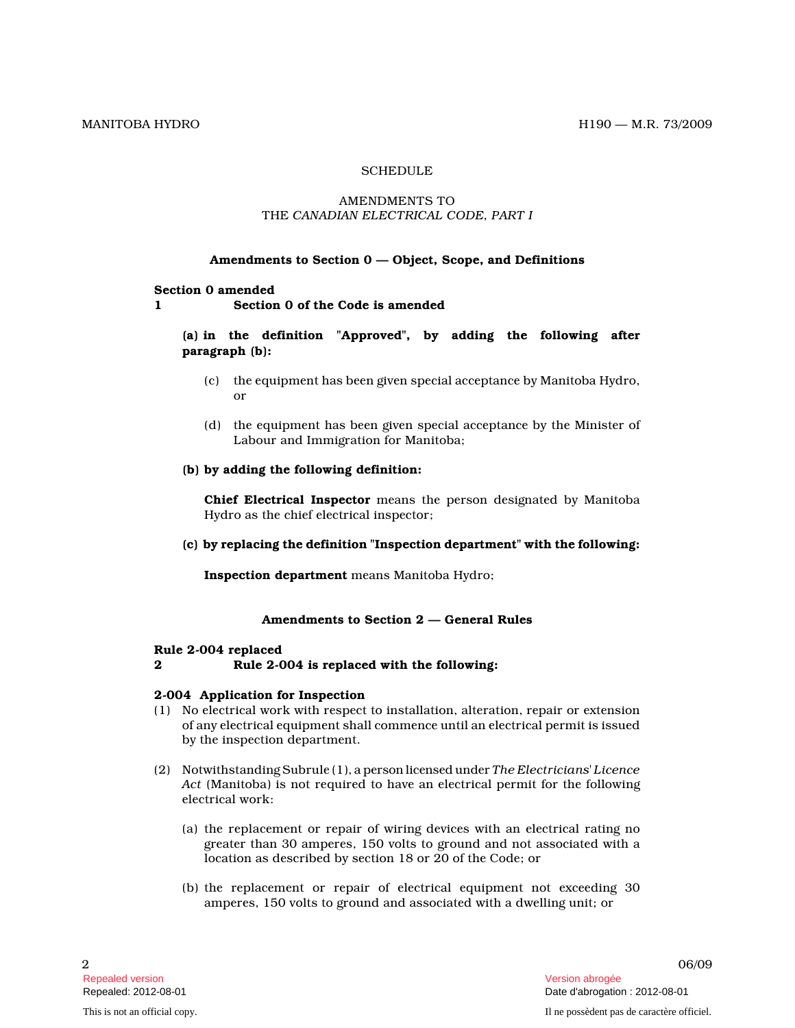SCHEDULE

AMENDMENTS TO
THE *CANADIAN ELECTRICAL CODE, PART I*

### Amendments to Section 0 — Object, Scope, and Definitions

**Section 0 amended**
**1 Section 0 of the Code is amended**

**(a) in the definition "Approved", by adding the following after paragraph (b):**

(c) the equipment has been given special acceptance by Manitoba Hydro, or

(d) the equipment has been given special acceptance by the Minister of Labour and Immigration for Manitoba;

**(b) by adding the following definition:**

**Chief Electrical Inspector** means the person designated by Manitoba Hydro as the chief electrical inspector;

**(c) by replacing the definition "Inspection department" with the following:**

**Inspection department** means Manitoba Hydro;

### Amendments to Section 2 — General Rules

**Rule 2-004 replaced**
**2 Rule 2-004 is replaced with the following:**

**2-004 Application for Inspection**

(1) No electrical work with respect to installation, alteration, repair or extension of any electrical equipment shall commence until an electrical permit is issued by the inspection department.

(2) Notwithstanding Subrule (1), a person licensed under *The Electricians' Licence Act* (Manitoba) is not required to have an electrical permit for the following electrical work:

(a) the replacement or repair of wiring devices with an electrical rating no greater than 30 amperes, 150 volts to ground and not associated with a location as described by section 18 or 20 of the Code; or

(b) the replacement or repair of electrical equipment not exceeding 30 amperes, 150 volts to ground and associated with a dwelling unit; or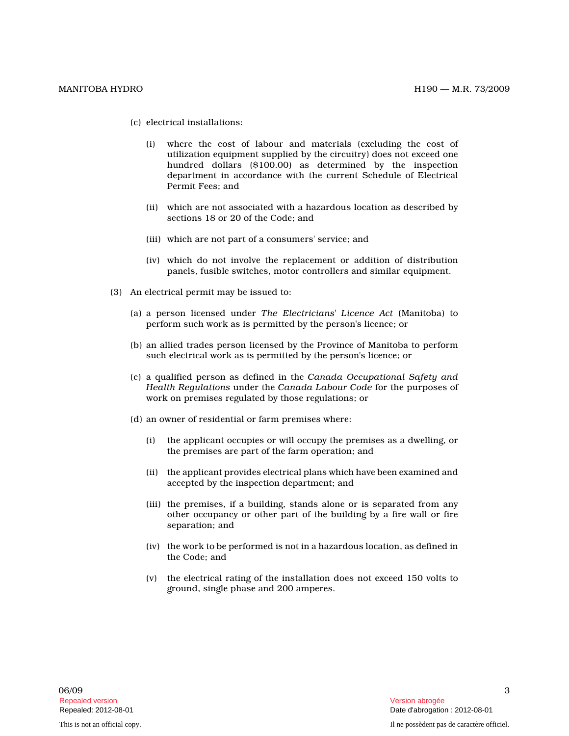(c) electrical installations:

(i) where the cost of labour and materials (excluding the cost of utilization equipment supplied by the circuitry) does not exceed one hundred dollars ($100.00) as determined by the inspection department in accordance with the current Schedule of Electrical Permit Fees; and

(ii) which are not associated with a hazardous location as described by sections 18 or 20 of the Code; and

(iii) which are not part of a consumers' service; and

(iv) which do not involve the replacement or addition of distribution panels, fusible switches, motor controllers and similar equipment.

(3) An electrical permit may be issued to:

(a) a person licensed under *The Electricians' Licence Act* (Manitoba) to perform such work as is permitted by the person's licence; or

(b) an allied trades person licensed by the Province of Manitoba to perform such electrical work as is permitted by the person's licence; or

(c) a qualified person as defined in the *Canada Occupational Safety and Health Regulations* under the *Canada Labour Code* for the purposes of work on premises regulated by those regulations; or

(d) an owner of residential or farm premises where:

(i) the applicant occupies or will occupy the premises as a dwelling, or the premises are part of the farm operation; and

(ii) the applicant provides electrical plans which have been examined and accepted by the inspection department; and

(iii) the premises, if a building, stands alone or is separated from any other occupancy or other part of the building by a fire wall or fire separation; and

(iv) the work to be performed is not in a hazardous location, as defined in the Code; and

(v) the electrical rating of the installation does not exceed 150 volts to ground, single phase and 200 amperes.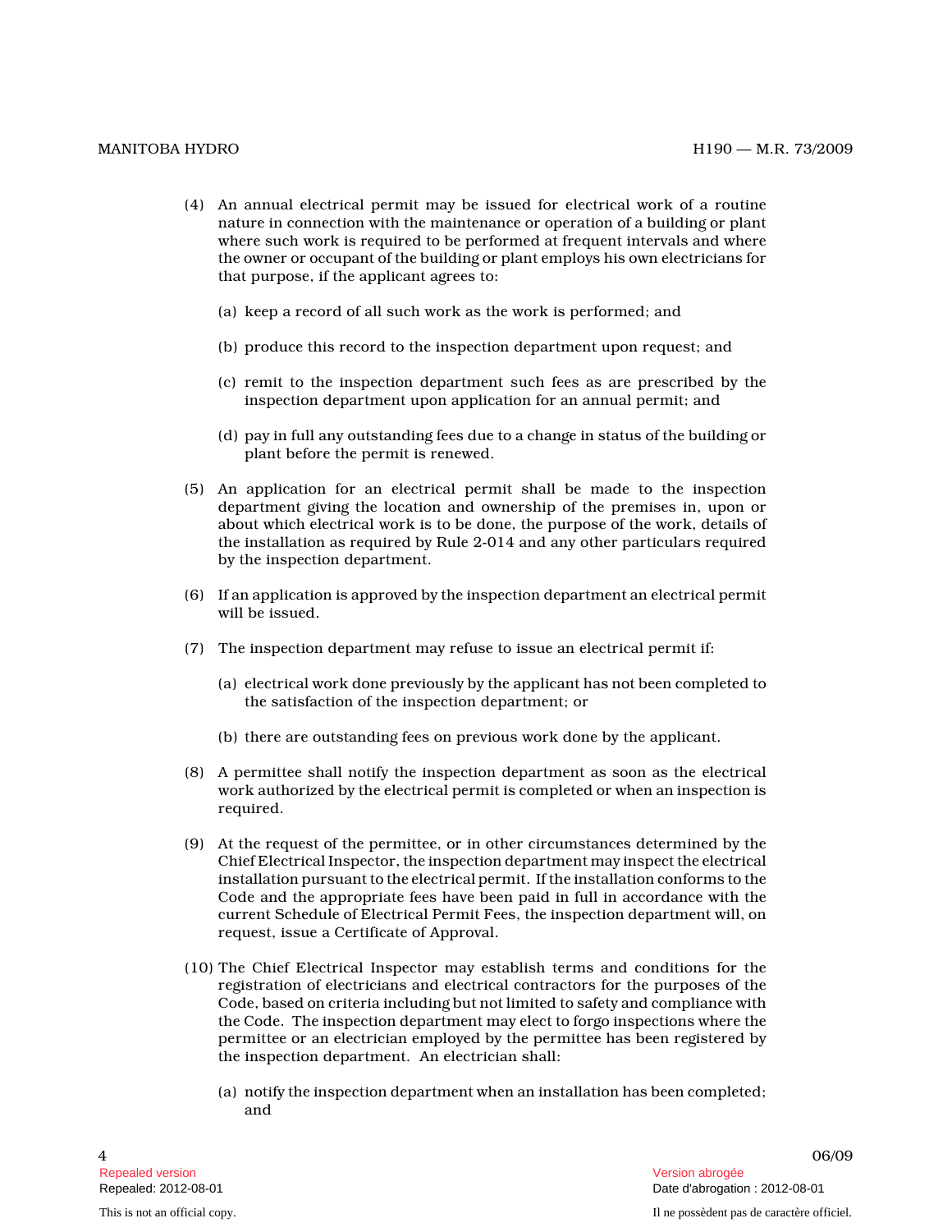(4) An annual electrical permit may be issued for electrical work of a routine nature in connection with the maintenance or operation of a building or plant where such work is required to be performed at frequent intervals and where the owner or occupant of the building or plant employs his own electricians for that purpose, if the applicant agrees to:

(a) keep a record of all such work as the work is performed; and

(b) produce this record to the inspection department upon request; and

(c) remit to the inspection department such fees as are prescribed by the inspection department upon application for an annual permit; and

(d) pay in full any outstanding fees due to a change in status of the building or plant before the permit is renewed.

(5) An application for an electrical permit shall be made to the inspection department giving the location and ownership of the premises in, upon or about which electrical work is to be done, the purpose of the work, details of the installation as required by Rule 2-014 and any other particulars required by the inspection department.

(6) If an application is approved by the inspection department an electrical permit will be issued.

(7) The inspection department may refuse to issue an electrical permit if:

(a) electrical work done previously by the applicant has not been completed to the satisfaction of the inspection department; or

(b) there are outstanding fees on previous work done by the applicant.

(8) A permittee shall notify the inspection department as soon as the electrical work authorized by the electrical permit is completed or when an inspection is required.

(9) At the request of the permittee, or in other circumstances determined by the Chief Electrical Inspector, the inspection department may inspect the electrical installation pursuant to the electrical permit. If the installation conforms to the Code and the appropriate fees have been paid in full in accordance with the current Schedule of Electrical Permit Fees, the inspection department will, on request, issue a Certificate of Approval.

(10) The Chief Electrical Inspector may establish terms and conditions for the registration of electricians and electrical contractors for the purposes of the Code, based on criteria including but not limited to safety and compliance with the Code. The inspection department may elect to forgo inspections where the permittee or an electrician employed by the permittee has been registered by the inspection department. An electrician shall:

(a) notify the inspection department when an installation has been completed; and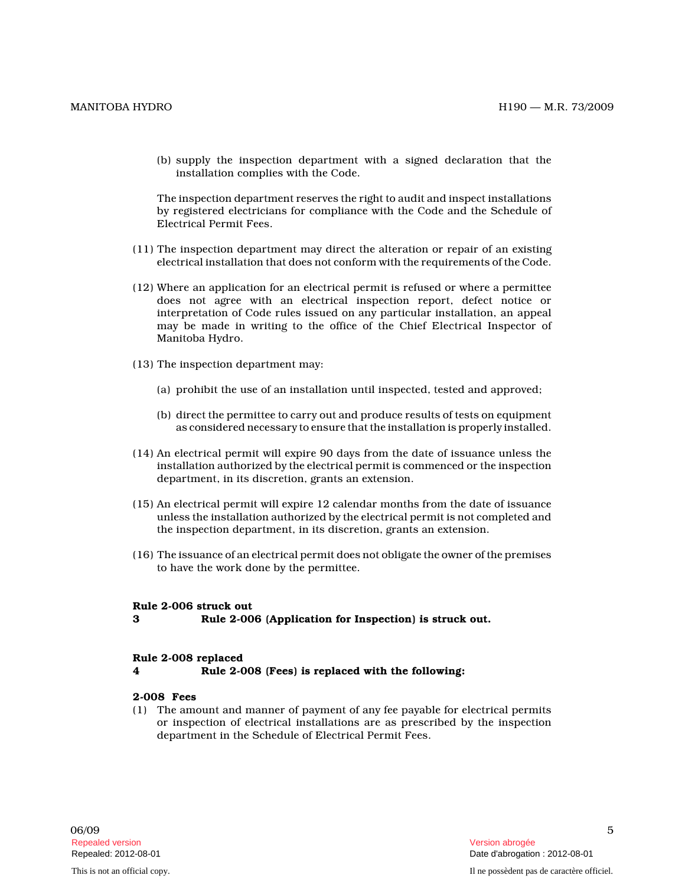(b) supply the inspection department with a signed declaration that the installation complies with the Code.

The inspection department reserves the right to audit and inspect installations by registered electricians for compliance with the Code and the Schedule of Electrical Permit Fees.

(11) The inspection department may direct the alteration or repair of an existing electrical installation that does not conform with the requirements of the Code.

(12) Where an application for an electrical permit is refused or where a permittee does not agree with an electrical inspection report, defect notice or interpretation of Code rules issued on any particular installation, an appeal may be made in writing to the office of the Chief Electrical Inspector of Manitoba Hydro.

(13) The inspection department may:

(a) prohibit the use of an installation until inspected, tested and approved;

(b) direct the permittee to carry out and produce results of tests on equipment as considered necessary to ensure that the installation is properly installed.

(14) An electrical permit will expire 90 days from the date of issuance unless the installation authorized by the electrical permit is commenced or the inspection department, in its discretion, grants an extension.

(15) An electrical permit will expire 12 calendar months from the date of issuance unless the installation authorized by the electrical permit is not completed and the inspection department, in its discretion, grants an extension.

(16) The issuance of an electrical permit does not obligate the owner of the premises to have the work done by the permittee.

**Rule 2-006 struck out**

**3 Rule 2-006 (Application for Inspection) is struck out.**

**Rule 2-008 replaced**

**4 Rule 2-008 (Fees) is replaced with the following:**

**2-008 Fees**

(1) The amount and manner of payment of any fee payable for electrical permits or inspection of electrical installations are as prescribed by the inspection department in the Schedule of Electrical Permit Fees.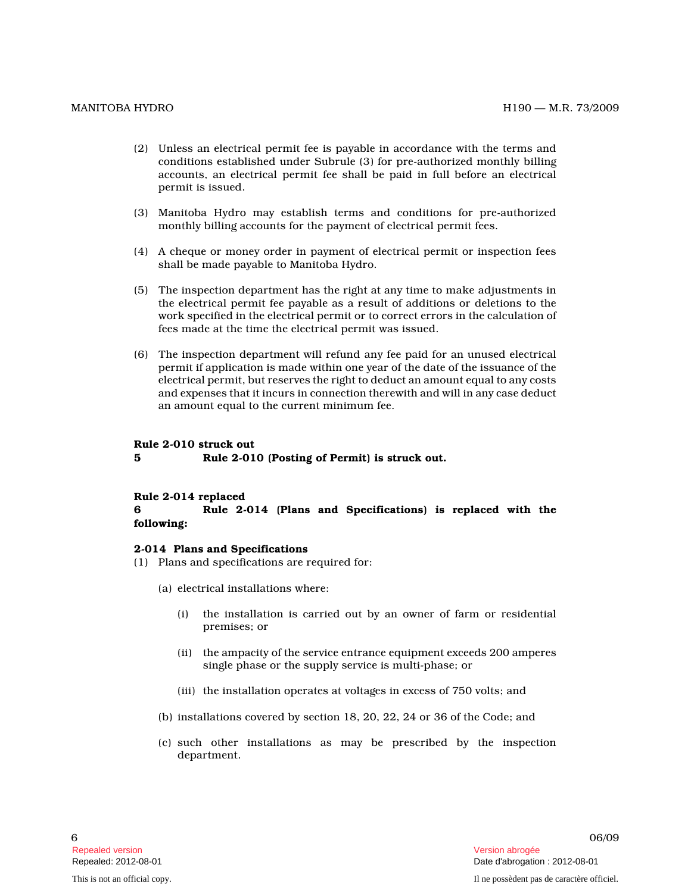(2) Unless an electrical permit fee is payable in accordance with the terms and conditions established under Subrule (3) for pre-authorized monthly billing accounts, an electrical permit fee shall be paid in full before an electrical permit is issued.

(3) Manitoba Hydro may establish terms and conditions for pre-authorized monthly billing accounts for the payment of electrical permit fees.

(4) A cheque or money order in payment of electrical permit or inspection fees shall be made payable to Manitoba Hydro.

(5) The inspection department has the right at any time to make adjustments in the electrical permit fee payable as a result of additions or deletions to the work specified in the electrical permit or to correct errors in the calculation of fees made at the time the electrical permit was issued.

(6) The inspection department will refund any fee paid for an unused electrical permit if application is made within one year of the date of the issuance of the electrical permit, but reserves the right to deduct an amount equal to any costs and expenses that it incurs in connection therewith and will in any case deduct an amount equal to the current minimum fee.

**Rule 2-010 struck out**

**5 Rule 2-010 (Posting of Permit) is struck out.**

**Rule 2-014 replaced**

**6 Rule 2-014 (Plans and Specifications) is replaced with the following:**

**2-014 Plans and Specifications**

(1) Plans and specifications are required for:

(a) electrical installations where:

(i) the installation is carried out by an owner of farm or residential premises; or

(ii) the ampacity of the service entrance equipment exceeds 200 amperes single phase or the supply service is multi-phase; or

(iii) the installation operates at voltages in excess of 750 volts; and

(b) installations covered by section 18, 20, 22, 24 or 36 of the Code; and

(c) such other installations as may be prescribed by the inspection department.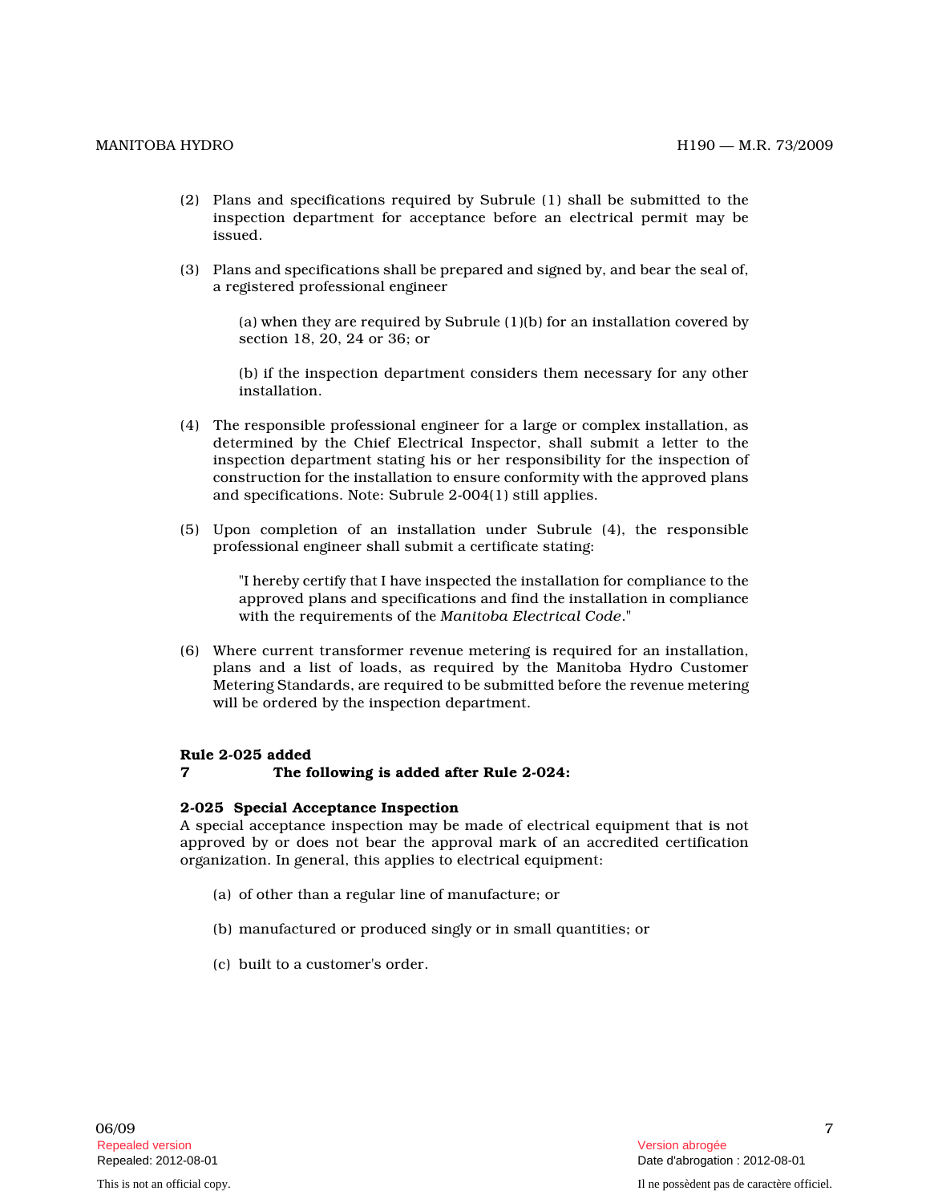(2) Plans and specifications required by Subrule (1) shall be submitted to the inspection department for acceptance before an electrical permit may be issued.

(3) Plans and specifications shall be prepared and signed by, and bear the seal of, a registered professional engineer

(a) when they are required by Subrule (1)(b) for an installation covered by section 18, 20, 24 or 36; or

(b) if the inspection department considers them necessary for any other installation.

(4) The responsible professional engineer for a large or complex installation, as determined by the Chief Electrical Inspector, shall submit a letter to the inspection department stating his or her responsibility for the inspection of construction for the installation to ensure conformity with the approved plans and specifications. Note: Subrule 2-004(1) still applies.

(5) Upon completion of an installation under Subrule (4), the responsible professional engineer shall submit a certificate stating:

"I hereby certify that I have inspected the installation for compliance to the approved plans and specifications and find the installation in compliance with the requirements of the *Manitoba Electrical Code*."

(6) Where current transformer revenue metering is required for an installation, plans and a list of loads, as required by the Manitoba Hydro Customer Metering Standards, are required to be submitted before the revenue metering will be ordered by the inspection department.

**Rule 2-025 added**
**7 The following is added after Rule 2-024:**

**2-025 Special Acceptance Inspection**
A special acceptance inspection may be made of electrical equipment that is not approved by or does not bear the approval mark of an accredited certification organization. In general, this applies to electrical equipment:

(a) of other than a regular line of manufacture; or

(b) manufactured or produced singly or in small quantities; or

(c) built to a customer's order.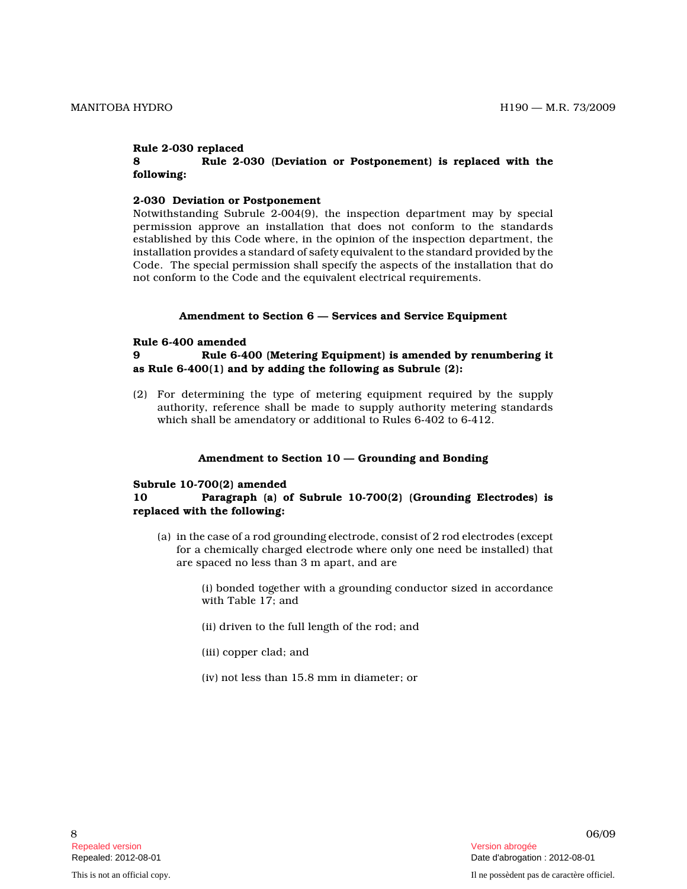**Rule 2-030 replaced**

**8 Rule 2-030 (Deviation or Postponement) is replaced with the following:**

**2-030 Deviation or Postponement**

Notwithstanding Subrule 2-004(9), the inspection department may by special permission approve an installation that does not conform to the standards established by this Code where, in the opinion of the inspection department, the installation provides a standard of safety equivalent to the standard provided by the Code. The special permission shall specify the aspects of the installation that do not conform to the Code and the equivalent electrical requirements.

## Amendment to Section 6 — Services and Service Equipment

**Rule 6-400 amended**

**9 Rule 6-400 (Metering Equipment) is amended by renumbering it as Rule 6-400(1) and by adding the following as Subrule (2):**

(2) For determining the type of metering equipment required by the supply authority, reference shall be made to supply authority metering standards which shall be amendatory or additional to Rules 6-402 to 6-412.

## Amendment to Section 10 — Grounding and Bonding

**Subrule 10-700(2) amended**

**10 Paragraph (a) of Subrule 10-700(2) (Grounding Electrodes) is replaced with the following:**

(a) in the case of a rod grounding electrode, consist of 2 rod electrodes (except for a chemically charged electrode where only one need be installed) that are spaced no less than 3 m apart, and are

(i) bonded together with a grounding conductor sized in accordance with Table 17; and

(ii) driven to the full length of the rod; and

(iii) copper clad; and

(iv) not less than 15.8 mm in diameter; or

Repealed version
Repealed: 2012-08-01

Version abrogée
Date d'abrogation : 2012-08-01

This is not an official copy.

Il ne possèdent pas de caractère officiel.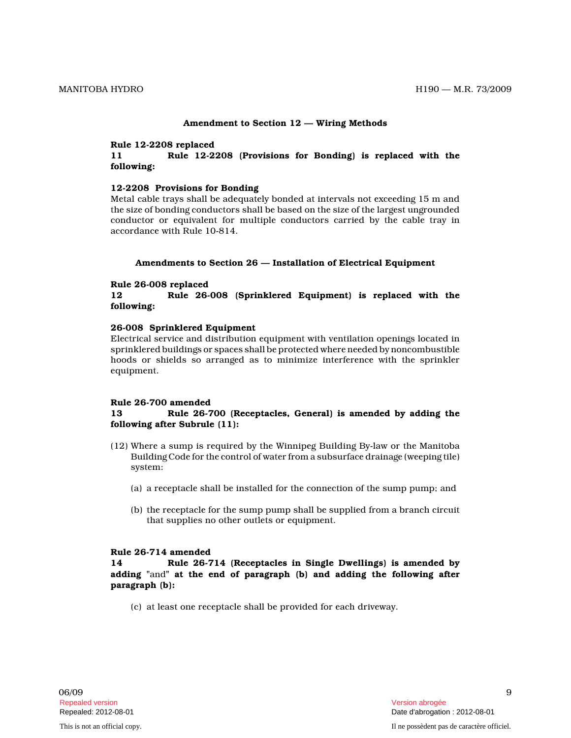### Amendment to Section 12 — Wiring Methods

**Rule 12-2208 replaced**

**11** **Rule 12-2208 (Provisions for Bonding) is replaced with the following:**

**12-2208 Provisions for Bonding**

Metal cable trays shall be adequately bonded at intervals not exceeding 15 m and the size of bonding conductors shall be based on the size of the largest ungrounded conductor or equivalent for multiple conductors carried by the cable tray in accordance with Rule 10-814.

### Amendments to Section 26 — Installation of Electrical Equipment

**Rule 26-008 replaced**

**12** **Rule 26-008 (Sprinklered Equipment) is replaced with the following:**

**26-008 Sprinklered Equipment**

Electrical service and distribution equipment with ventilation openings located in sprinklered buildings or spaces shall be protected where needed by noncombustible hoods or shields so arranged as to minimize interference with the sprinkler equipment.

**Rule 26-700 amended**

**13** **Rule 26-700 (Receptacles, General) is amended by adding the following after Subrule (11):**

(12) Where a sump is required by the Winnipeg Building By-law or the Manitoba Building Code for the control of water from a subsurface drainage (weeping tile) system:

(a) a receptacle shall be installed for the connection of the sump pump; and

(b) the receptacle for the sump pump shall be supplied from a branch circuit that supplies no other outlets or equipment.

**Rule 26-714 amended**

**14** **Rule 26-714 (Receptacles in Single Dwellings) is amended by adding** "and" **at the end of paragraph (b) and adding the following after paragraph (b):**

(c) at least one receptacle shall be provided for each driveway.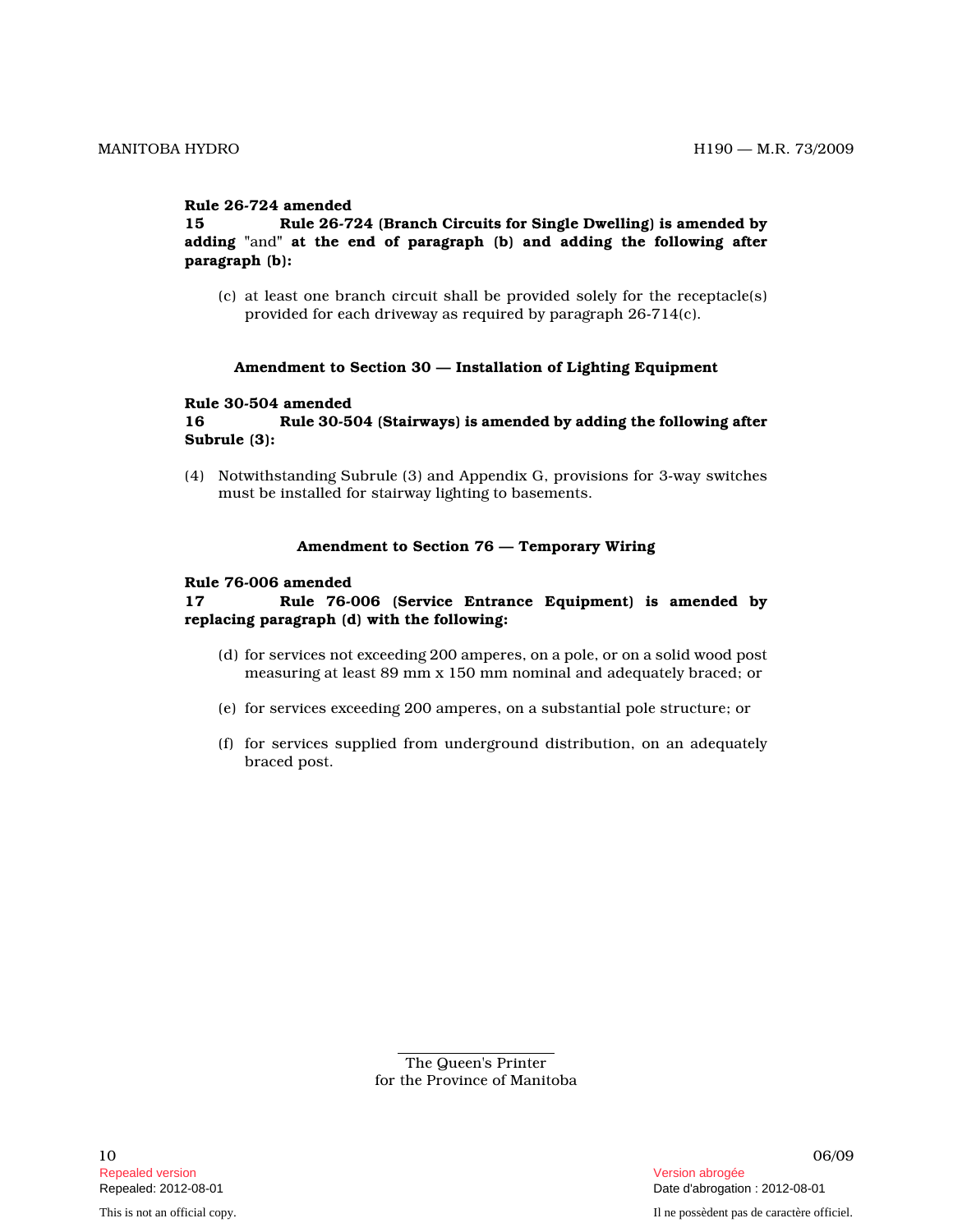**Rule 26-724 amended**

**15 Rule 26-724 (Branch Circuits for Single Dwelling) is amended by adding** "and" **at the end of paragraph (b) and adding the following after paragraph (b):**

(c) at least one branch circuit shall be provided solely for the receptacle(s) provided for each driveway as required by paragraph 26-714(c).

### Amendment to Section 30 — Installation of Lighting Equipment

**Rule 30-504 amended**

**16 Rule 30-504 (Stairways) is amended by adding the following after Subrule (3):**

(4) Notwithstanding Subrule (3) and Appendix G, provisions for 3-way switches must be installed for stairway lighting to basements.

### Amendment to Section 76 — Temporary Wiring

**Rule 76-006 amended**

**17 Rule 76-006 (Service Entrance Equipment) is amended by replacing paragraph (d) with the following:**

(d) for services not exceeding 200 amperes, on a pole, or on a solid wood post measuring at least 89 mm x 150 mm nominal and adequately braced; or

(e) for services exceeding 200 amperes, on a substantial pole structure; or

(f) for services supplied from underground distribution, on an adequately braced post.

The Queen's Printer
for the Province of Manitoba